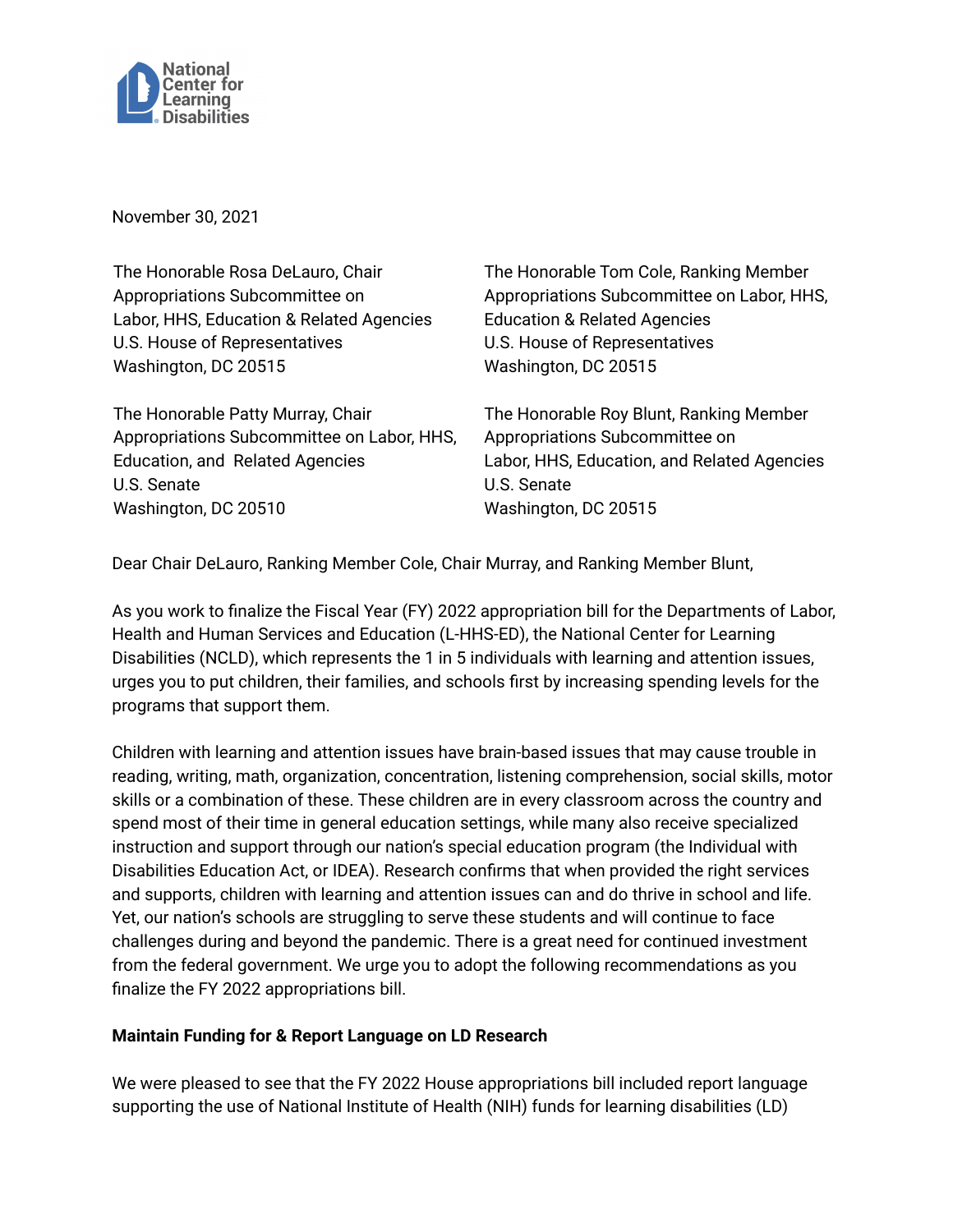National Center for Learning Disabilities

November 30, 2021

The Honorable Rosa DeLauro, Chair
Appropriations Subcommittee on
Labor, HHS, Education & Related Agencies
U.S. House of Representatives
Washington, DC 20515

The Honorable Tom Cole, Ranking Member
Appropriations Subcommittee on Labor, HHS,
Education & Related Agencies
U.S. House of Representatives
Washington, DC 20515

The Honorable Patty Murray, Chair
Appropriations Subcommittee on Labor, HHS,
Education, and Related Agencies
U.S. Senate
Washington, DC 20510

The Honorable Roy Blunt, Ranking Member
Appropriations Subcommittee on
Labor, HHS, Education, and Related Agencies
U.S. Senate
Washington, DC 20515

Dear Chair DeLauro, Ranking Member Cole, Chair Murray, and Ranking Member Blunt,

As you work to finalize the Fiscal Year (FY) 2022 appropriation bill for the Departments of Labor, Health and Human Services and Education (L-HHS-ED), the National Center for Learning Disabilities (NCLD), which represents the 1 in 5 individuals with learning and attention issues, urges you to put children, their families, and schools first by increasing spending levels for the programs that support them.

Children with learning and attention issues have brain-based issues that may cause trouble in reading, writing, math, organization, concentration, listening comprehension, social skills, motor skills or a combination of these. These children are in every classroom across the country and spend most of their time in general education settings, while many also receive specialized instruction and support through our nation's special education program (the Individual with Disabilities Education Act, or IDEA). Research confirms that when provided the right services and supports, children with learning and attention issues can and do thrive in school and life. Yet, our nation's schools are struggling to serve these students and will continue to face challenges during and beyond the pandemic. There is a great need for continued investment from the federal government. We urge you to adopt the following recommendations as you finalize the FY 2022 appropriations bill.

**Maintain Funding for & Report Language on LD Research**

We were pleased to see that the FY 2022 House appropriations bill included report language supporting the use of National Institute of Health (NIH) funds for learning disabilities (LD)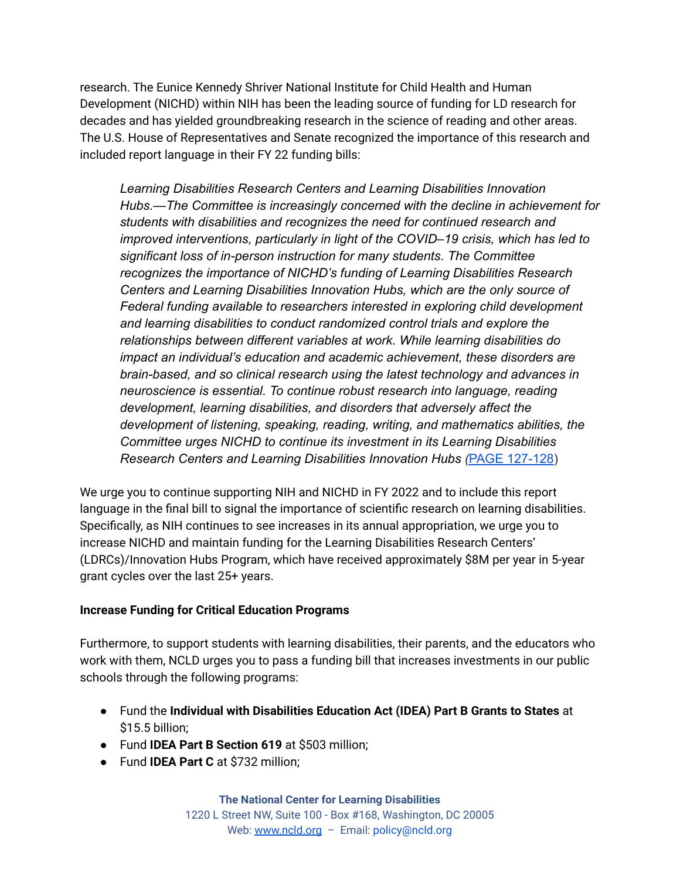research. The Eunice Kennedy Shriver National Institute for Child Health and Human Development (NICHD) within NIH has been the leading source of funding for LD research for decades and has yielded groundbreaking research in the science of reading and other areas. The U.S. House of Representatives and Senate recognized the importance of this research and included report language in their FY 22 funding bills:

> *Learning Disabilities Research Centers and Learning Disabilities Innovation Hubs.—The Committee is increasingly concerned with the decline in achievement for students with disabilities and recognizes the need for continued research and improved interventions, particularly in light of the COVID–19 crisis, which has led to significant loss of in-person instruction for many students. The Committee recognizes the importance of NICHD's funding of Learning Disabilities Research Centers and Learning Disabilities Innovation Hubs, which are the only source of Federal funding available to researchers interested in exploring child development and learning disabilities to conduct randomized control trials and explore the relationships between different variables at work. While learning disabilities do impact an individual's education and academic achievement, these disorders are brain-based, and so clinical research using the latest technology and advances in neuroscience is essential. To continue robust research into language, reading development, learning disabilities, and disorders that adversely affect the development of listening, speaking, reading, writing, and mathematics abilities, the Committee urges NICHD to continue its investment in its Learning Disabilities Research Centers and Learning Disabilities Innovation Hubs (*[PAGE 127-128])

We urge you to continue supporting NIH and NICHD in FY 2022 and to include this report language in the final bill to signal the importance of scientific research on learning disabilities. Specifically, as NIH continues to see increases in its annual appropriation, we urge you to increase NICHD and maintain funding for the Learning Disabilities Research Centers' (LDRCs)/Innovation Hubs Program, which have received approximately $8M per year in 5-year grant cycles over the last 25+ years.

**Increase Funding for Critical Education Programs**

Furthermore, to support students with learning disabilities, their parents, and the educators who work with them, NCLD urges you to pass a funding bill that increases investments in our public schools through the following programs:

- Fund the **Individual with Disabilities Education Act (IDEA) Part B Grants to States** at $15.5 billion;
- Fund **IDEA Part B Section 619** at $503 million;
- Fund **IDEA Part C** at $732 million;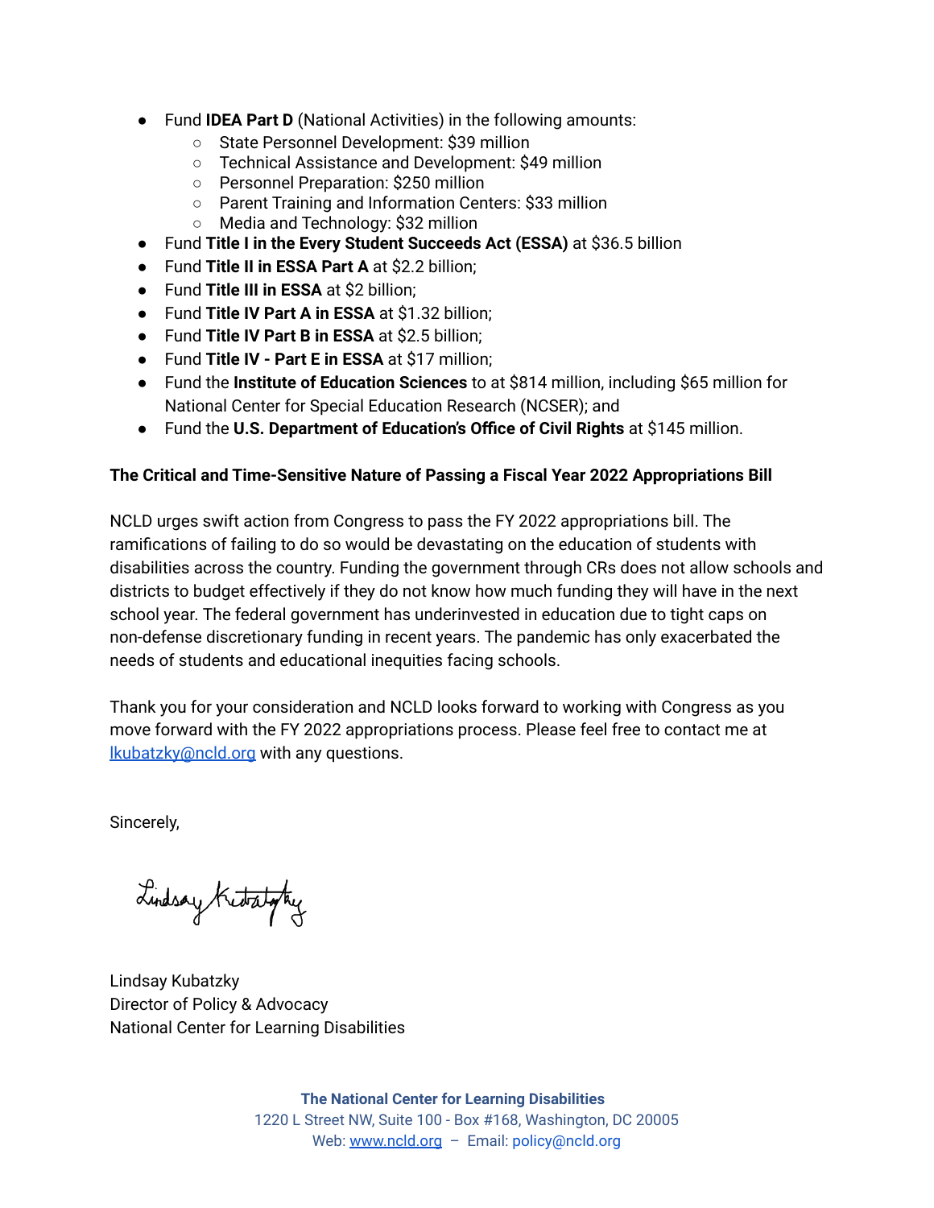- Fund **IDEA Part D** (National Activities) in the following amounts:
    - State Personnel Development: $39 million
    - Technical Assistance and Development: $49 million
    - Personnel Preparation: $250 million
    - Parent Training and Information Centers: $33 million
    - Media and Technology: $32 million
- Fund **Title I in the Every Student Succeeds Act (ESSA)** at $36.5 billion
- Fund **Title II in ESSA Part A** at $2.2 billion;
- Fund **Title III in ESSA** at $2 billion;
- Fund **Title IV Part A in ESSA** at $1.32 billion;
- Fund **Title IV Part B in ESSA** at $2.5 billion;
- Fund **Title IV - Part E in ESSA** at $17 million;
- Fund the **Institute of Education Sciences** to at $814 million, including $65 million for National Center for Special Education Research (NCSER); and
- Fund the **U.S. Department of Education's Office of Civil Rights** at $145 million.

**The Critical and Time-Sensitive Nature of Passing a Fiscal Year 2022 Appropriations Bill**

NCLD urges swift action from Congress to pass the FY 2022 appropriations bill. The ramifications of failing to do so would be devastating on the education of students with disabilities across the country. Funding the government through CRs does not allow schools and districts to budget effectively if they do not know how much funding they will have in the next school year. The federal government has underinvested in education due to tight caps on non-defense discretionary funding in recent years. The pandemic has only exacerbated the needs of students and educational inequities facing schools.

Thank you for your consideration and NCLD looks forward to working with Congress as you move forward with the FY 2022 appropriations process. Please feel free to contact me at lkubatzky@ncld.org with any questions.

Sincerely,

Lindsay Kubatzky

Lindsay Kubatzky
Director of Policy & Advocacy
National Center for Learning Disabilities

**The National Center for Learning Disabilities**
1220 L Street NW, Suite 100 - Box #168, Washington, DC 20005
Web: www.ncld.org – Email: policy@ncld.org